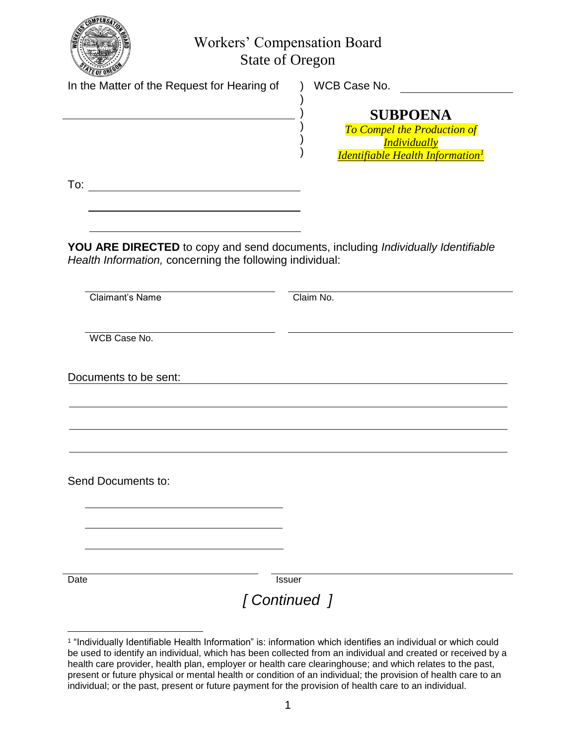# Workers' Compensation Board
## State of Oregon

In the Matter of the Request for Hearing of ) WCB Case No. ____________

____________________________________ )

)

)

)

)

**SUBPOENA**

*To Compel the Production of Individually Identifiable Health Information*[1]

To: ____________________________________

____________________________________

____________________________________

**YOU ARE DIRECTED** to copy and send documents, including *Individually Identifiable Health Information,* concerning the following individual:

____________________________________ ____________________________________
Claimant's Name Claim No.

____________________________________ ____________________________________
WCB Case No.

Documents to be sent: ____________________________________

____________________________________

____________________________________

____________________________________

Send Documents to:

____________________________________

____________________________________

____________________________________

____________________________________ ____________________________________
Date Issuer

*[ Continued ]*

---

[1] "Individually Identifiable Health Information" is: information which identifies an individual or which could be used to identify an individual, which has been collected from an individual and created or received by a health care provider, health plan, employer or health care clearinghouse; and which relates to the past, present or future physical or mental health or condition of an individual; the provision of health care to an individual; or the past, present or future payment for the provision of health care to an individual.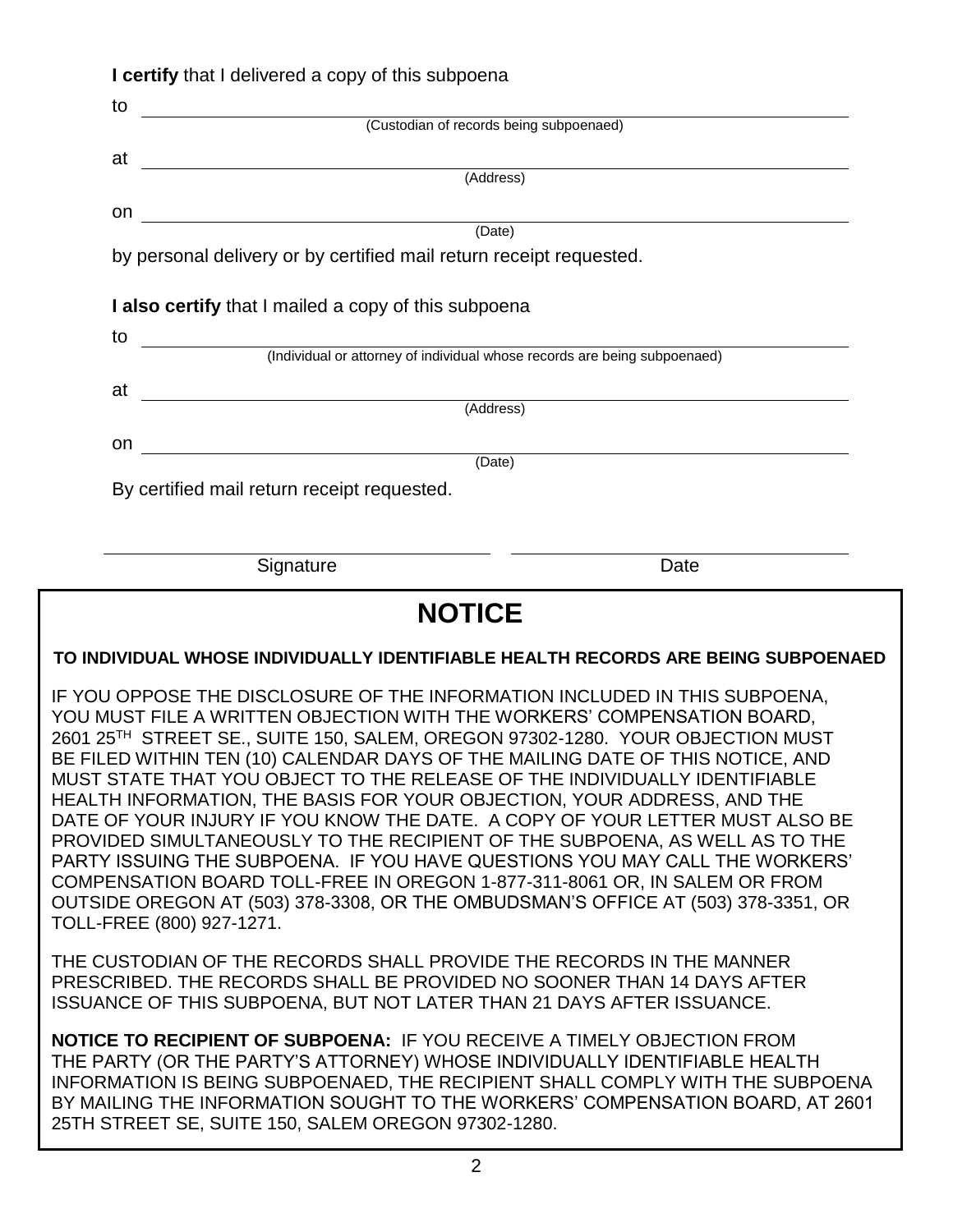**I certify** that I delivered a copy of this subpoena

to \_\_\_\_\_\_\_\_\_\_\_\_\_\_\_\_\_\_\_\_\_\_\_\_\_\_\_\_\_\_\_\_\_\_\_\_\_\_\_\_\_\_\_\_
(Custodian of records being subpoenaed)

at \_\_\_\_\_\_\_\_\_\_\_\_\_\_\_\_\_\_\_\_\_\_\_\_\_\_\_\_\_\_\_\_\_\_\_\_\_\_\_\_\_\_\_\_
(Address)

on \_\_\_\_\_\_\_\_\_\_\_\_\_\_\_\_\_\_\_\_\_\_\_\_\_\_\_\_\_\_\_\_\_\_\_\_\_\_\_\_\_\_\_\_
(Date)

by personal delivery or by certified mail return receipt requested.

**I also certify** that I mailed a copy of this subpoena

to \_\_\_\_\_\_\_\_\_\_\_\_\_\_\_\_\_\_\_\_\_\_\_\_\_\_\_\_\_\_\_\_\_\_\_\_\_\_\_\_\_\_\_\_
(Individual or attorney of individual whose records are being subpoenaed)

at \_\_\_\_\_\_\_\_\_\_\_\_\_\_\_\_\_\_\_\_\_\_\_\_\_\_\_\_\_\_\_\_\_\_\_\_\_\_\_\_\_\_\_\_
(Address)

on \_\_\_\_\_\_\_\_\_\_\_\_\_\_\_\_\_\_\_\_\_\_\_\_\_\_\_\_\_\_\_\_\_\_\_\_\_\_\_\_\_\_\_\_
(Date)

By certified mail return receipt requested.

\_\_\_\_\_\_\_\_\_\_\_\_\_\_\_\_\_\_\_\_\_\_\_\_ \_\_\_\_\_\_\_\_\_\_\_\_\_\_\_\_\_\_\_\_\_\_\_\_
Signature Date

# NOTICE

**TO INDIVIDUAL WHOSE INDIVIDUALLY IDENTIFIABLE HEALTH RECORDS ARE BEING SUBPOENAED**

IF YOU OPPOSE THE DISCLOSURE OF THE INFORMATION INCLUDED IN THIS SUBPOENA, YOU MUST FILE A WRITTEN OBJECTION WITH THE WORKERS' COMPENSATION BOARD, 2601 25TH STREET SE., SUITE 150, SALEM, OREGON 97302-1280. YOUR OBJECTION MUST BE FILED WITHIN TEN (10) CALENDAR DAYS OF THE MAILING DATE OF THIS NOTICE, AND MUST STATE THAT YOU OBJECT TO THE RELEASE OF THE INDIVIDUALLY IDENTIFIABLE HEALTH INFORMATION, THE BASIS FOR YOUR OBJECTION, YOUR ADDRESS, AND THE DATE OF YOUR INJURY IF YOU KNOW THE DATE. A COPY OF YOUR LETTER MUST ALSO BE PROVIDED SIMULTANEOUSLY TO THE RECIPIENT OF THE SUBPOENA, AS WELL AS TO THE PARTY ISSUING THE SUBPOENA. IF YOU HAVE QUESTIONS YOU MAY CALL THE WORKERS' COMPENSATION BOARD TOLL-FREE IN OREGON 1-877-311-8061 OR, IN SALEM OR FROM OUTSIDE OREGON AT (503) 378-3308, OR THE OMBUDSMAN'S OFFICE AT (503) 378-3351, OR TOLL-FREE (800) 927-1271.

THE CUSTODIAN OF THE RECORDS SHALL PROVIDE THE RECORDS IN THE MANNER PRESCRIBED. THE RECORDS SHALL BE PROVIDED NO SOONER THAN 14 DAYS AFTER ISSUANCE OF THIS SUBPOENA, BUT NOT LATER THAN 21 DAYS AFTER ISSUANCE.

**NOTICE TO RECIPIENT OF SUBPOENA:** IF YOU RECEIVE A TIMELY OBJECTION FROM THE PARTY (OR THE PARTY'S ATTORNEY) WHOSE INDIVIDUALLY IDENTIFIABLE HEALTH INFORMATION IS BEING SUBPOENAED, THE RECIPIENT SHALL COMPLY WITH THE SUBPOENA BY MAILING THE INFORMATION SOUGHT TO THE WORKERS' COMPENSATION BOARD, AT 2601 25TH STREET SE, SUITE 150, SALEM OREGON 97302-1280.